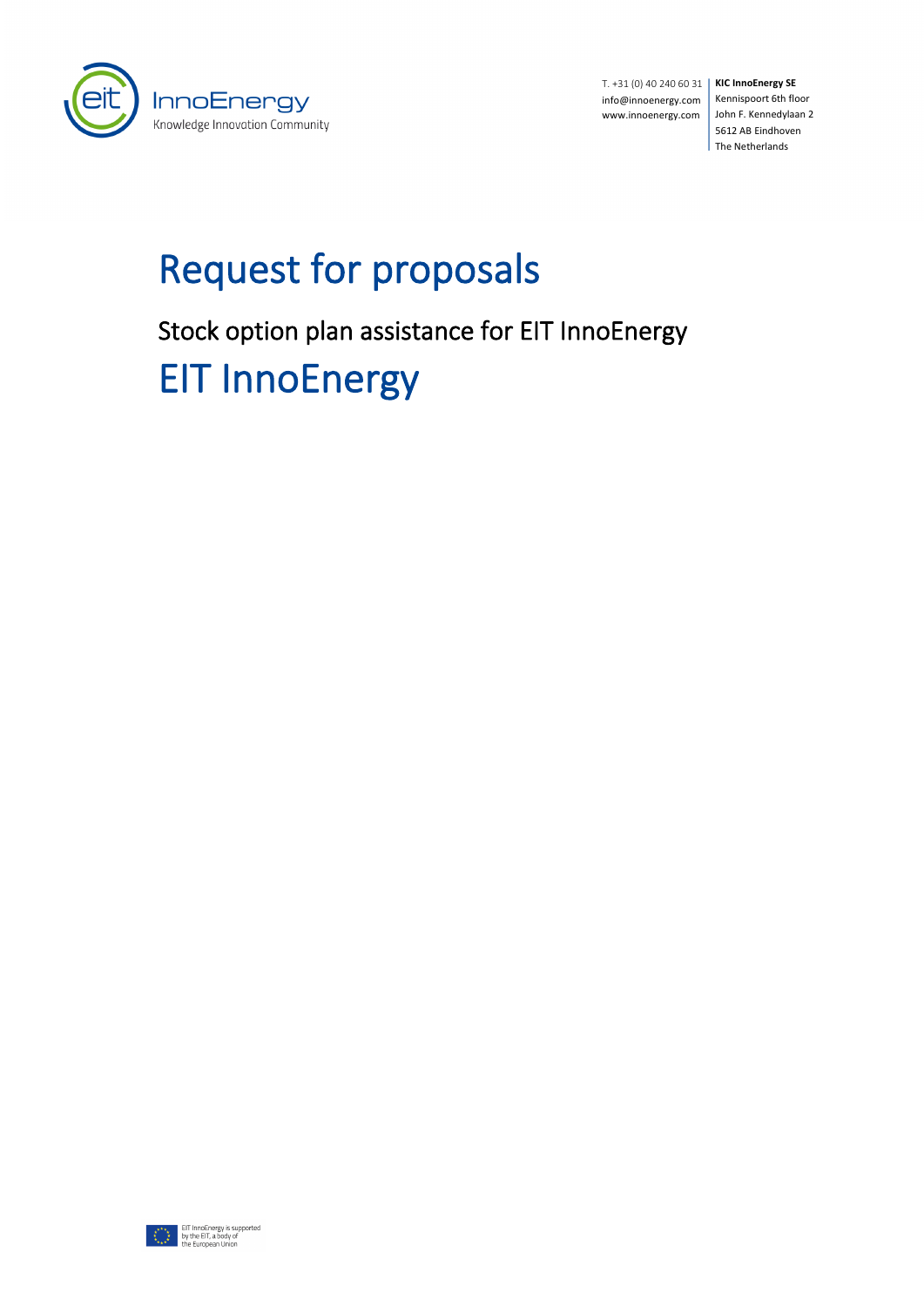T. +31 (0) 40 240 60 31
info@innoenergy.com
www.innoenergy.com

**KIC InnoEnergy SE**
Kennispoort 6th floor
John F. Kennedylaan 2
5612 AB Eindhoven
The Netherlands

# Request for proposals

## Stock option plan assistance for EIT InnoEnergy

# EIT InnoEnergy

EIT InnoEnergy is supported by the EIT, a body of the European Union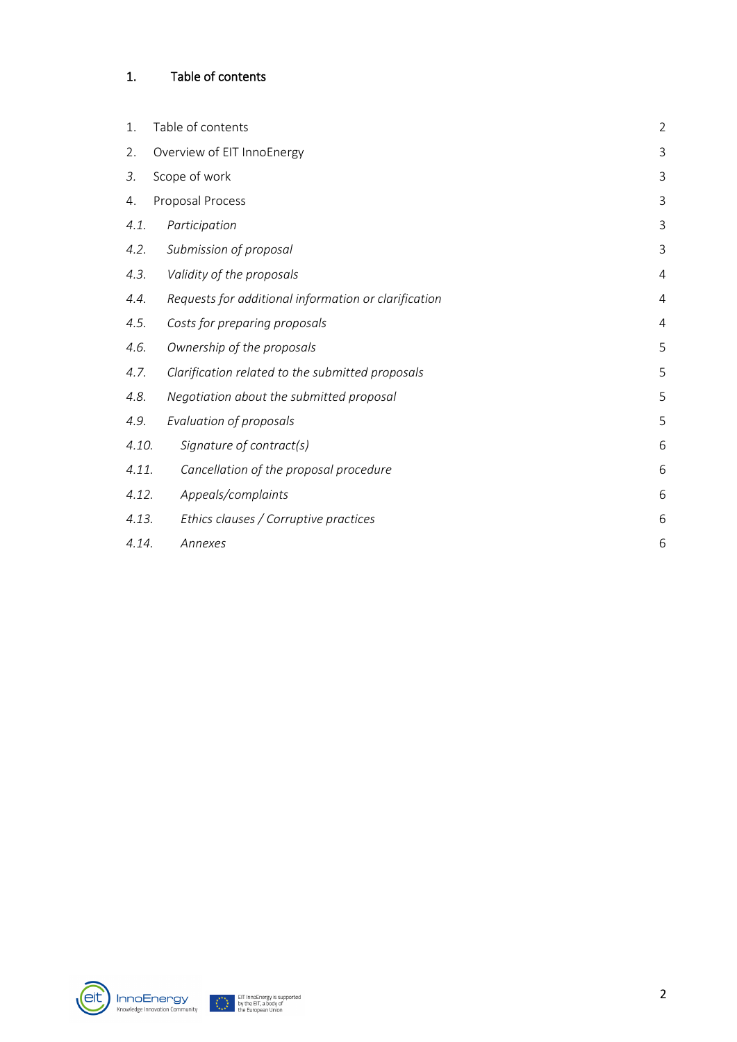## 1. Table of contents

| | | |
|---|---|---|
| 1. | Table of contents | 2 |
| 2. | Overview of EIT InnoEnergy | 3 |
| *3.* | Scope of work | 3 |
| 4. | Proposal Process | 3 |
| *4.1.* | *Participation* | 3 |
| *4.2.* | *Submission of proposal* | 3 |
| *4.3.* | *Validity of the proposals* | 4 |
| *4.4.* | *Requests for additional information or clarification* | 4 |
| *4.5.* | *Costs for preparing proposals* | 4 |
| *4.6.* | *Ownership of the proposals* | 5 |
| *4.7.* | *Clarification related to the submitted proposals* | 5 |
| *4.8.* | *Negotiation about the submitted proposal* | 5 |
| *4.9.* | *Evaluation of proposals* | 5 |
| *4.10.* | *Signature of contract(s)* | 6 |
| *4.11.* | *Cancellation of the proposal procedure* | 6 |
| *4.12.* | *Appeals/complaints* | 6 |
| *4.13.* | *Ethics clauses / Corruptive practices* | 6 |
| *4.14.* | *Annexes* | 6 |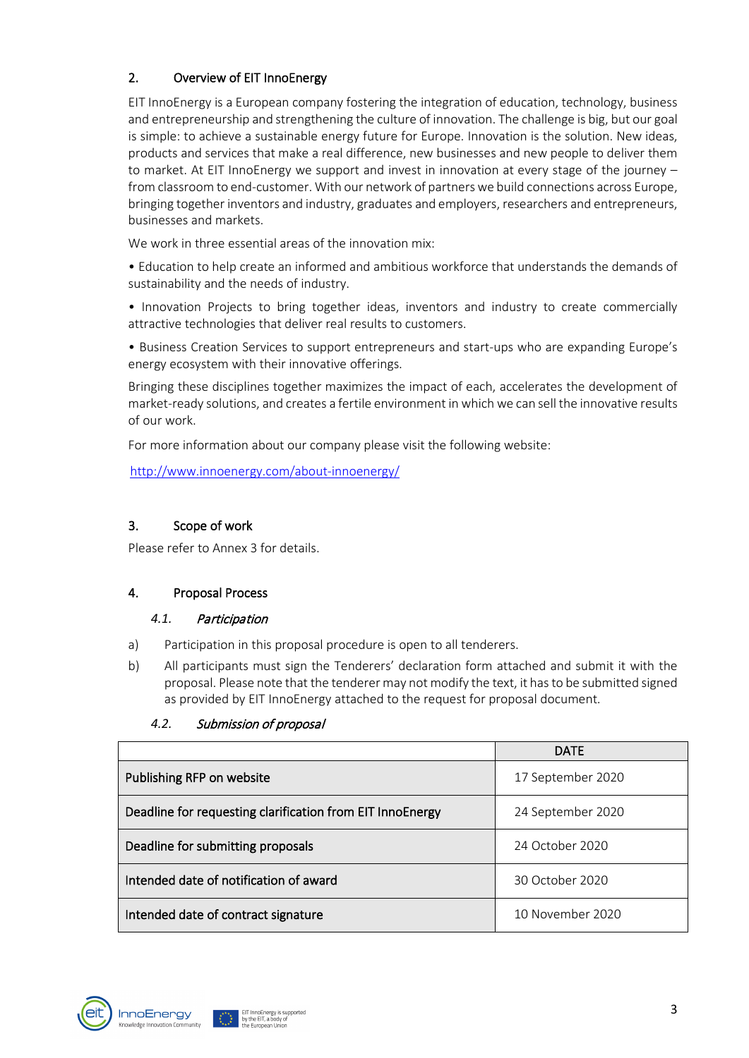## 2. Overview of EIT InnoEnergy

EIT InnoEnergy is a European company fostering the integration of education, technology, business and entrepreneurship and strengthening the culture of innovation. The challenge is big, but our goal is simple: to achieve a sustainable energy future for Europe. Innovation is the solution. New ideas, products and services that make a real difference, new businesses and new people to deliver them to market. At EIT InnoEnergy we support and invest in innovation at every stage of the journey – from classroom to end-customer. With our network of partners we build connections across Europe, bringing together inventors and industry, graduates and employers, researchers and entrepreneurs, businesses and markets.

We work in three essential areas of the innovation mix:

• Education to help create an informed and ambitious workforce that understands the demands of sustainability and the needs of industry.

• Innovation Projects to bring together ideas, inventors and industry to create commercially attractive technologies that deliver real results to customers.

• Business Creation Services to support entrepreneurs and start-ups who are expanding Europe's energy ecosystem with their innovative offerings.

Bringing these disciplines together maximizes the impact of each, accelerates the development of market-ready solutions, and creates a fertile environment in which we can sell the innovative results of our work.

For more information about our company please visit the following website:

http://www.innoenergy.com/about-innoenergy/

## 3. Scope of work

Please refer to Annex 3 for details.

## 4. Proposal Process

### 4.1. *Participation*

a) Participation in this proposal procedure is open to all tenderers.

b) All participants must sign the Tenderers' declaration form attached and submit it with the proposal. Please note that the tenderer may not modify the text, it has to be submitted signed as provided by EIT InnoEnergy attached to the request for proposal document.

### 4.2. *Submission of proposal*

| | DATE |
|---|---|
| Publishing RFP on website | 17 September 2020 |
| Deadline for requesting clarification from EIT InnoEnergy | 24 September 2020 |
| Deadline for submitting proposals | 24 October 2020 |
| Intended date of notification of award | 30 October 2020 |
| Intended date of contract signature | 10 November 2020 |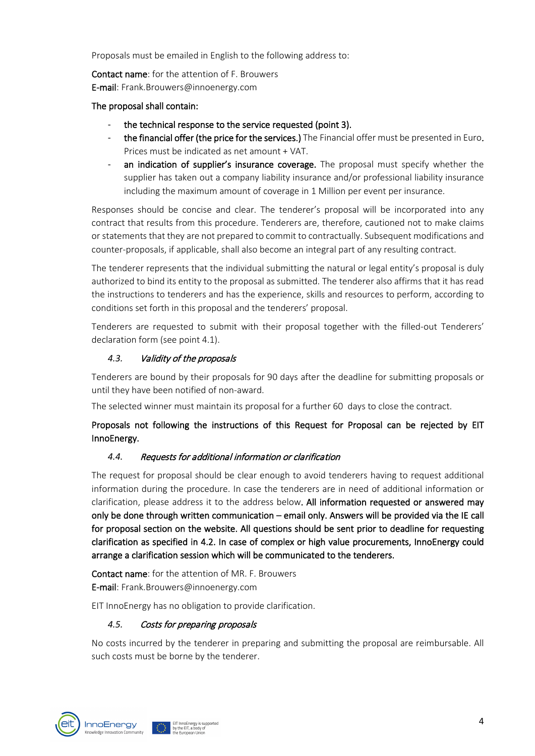Proposals must be emailed in English to the following address to:

**Contact name**: for the attention of F. Brouwers
**E-mail**: Frank.Brouwers@innoenergy.com

**The proposal shall contain:**

- **the technical response to the service requested (point 3).**
- **the financial offer (the price for the services.)** The Financial offer must be presented in Euro**.** Prices must be indicated as net amount + VAT.
- **an indication of supplier's insurance coverage.** The proposal must specify whether the supplier has taken out a company liability insurance and/or professional liability insurance including the maximum amount of coverage in 1 Million per event per insurance.

Responses should be concise and clear. The tenderer's proposal will be incorporated into any contract that results from this procedure. Tenderers are, therefore, cautioned not to make claims or statements that they are not prepared to commit to contractually. Subsequent modifications and counter-proposals, if applicable, shall also become an integral part of any resulting contract.

The tenderer represents that the individual submitting the natural or legal entity's proposal is duly authorized to bind its entity to the proposal as submitted. The tenderer also affirms that it has read the instructions to tenderers and has the experience, skills and resources to perform, according to conditions set forth in this proposal and the tenderers' proposal.

Tenderers are requested to submit with their proposal together with the filled-out Tenderers' declaration form (see point 4.1).

### *4.3. Validity of the proposals*

Tenderers are bound by their proposals for 90 days after the deadline for submitting proposals or until they have been notified of non-award.

The selected winner must maintain its proposal for a further 60 days to close the contract.

**Proposals not following the instructions of this Request for Proposal can be rejected by EIT InnoEnergy.**

### *4.4. Requests for additional information or clarification*

The request for proposal should be clear enough to avoid tenderers having to request additional information during the procedure. In case the tenderers are in need of additional information or clarification, please address it to the address below**. All information requested or answered may only be done through written communication – email only. Answers will be provided via the IE call for proposal section on the website. All questions should be sent prior to deadline for requesting clarification as specified in 4.2. In case of complex or high value procurements, InnoEnergy could arrange a clarification session which will be communicated to the tenderers.**

**Contact name**: for the attention of MR. F. Brouwers
**E-mail**: Frank.Brouwers@innoenergy.com

EIT InnoEnergy has no obligation to provide clarification.

### *4.5. Costs for preparing proposals*

No costs incurred by the tenderer in preparing and submitting the proposal are reimbursable. All such costs must be borne by the tenderer.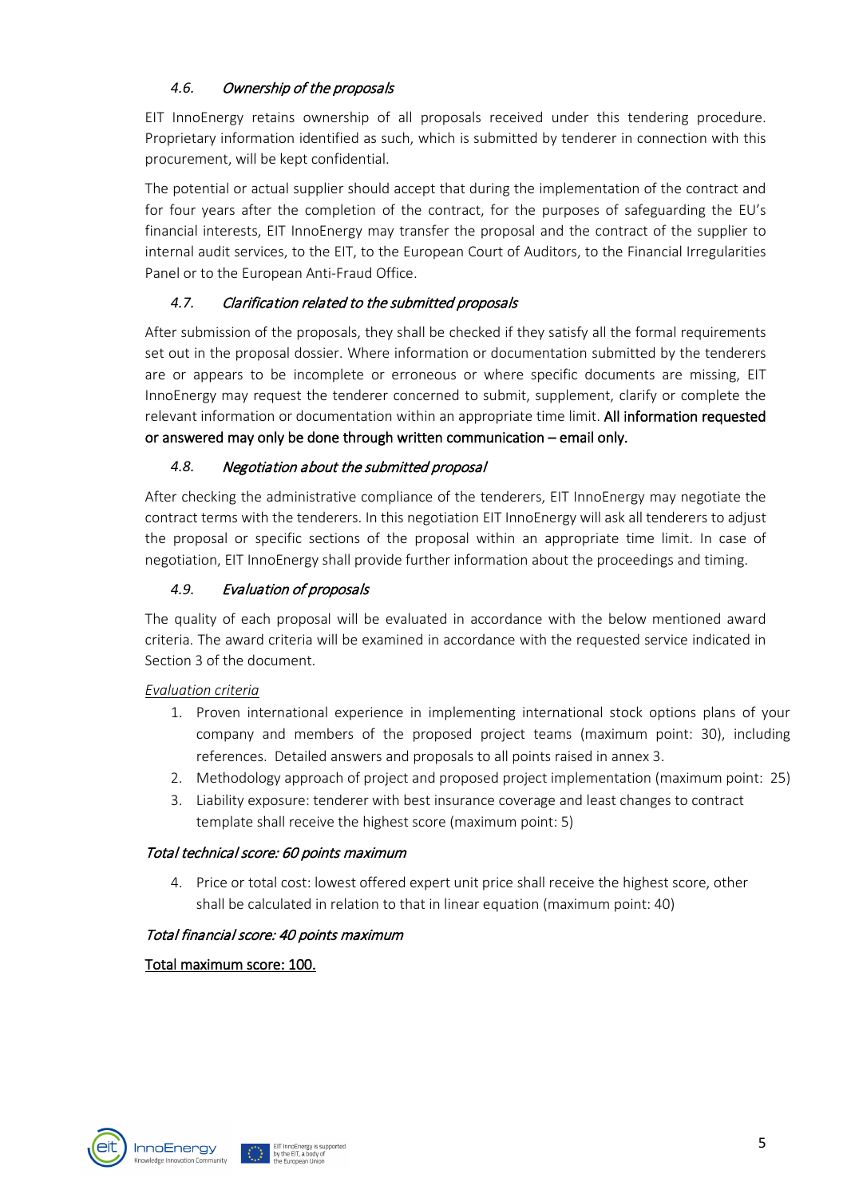### 4.6. *Ownership of the proposals*

EIT InnoEnergy retains ownership of all proposals received under this tendering procedure. Proprietary information identified as such, which is submitted by tenderer in connection with this procurement, will be kept confidential.

The potential or actual supplier should accept that during the implementation of the contract and for four years after the completion of the contract, for the purposes of safeguarding the EU's financial interests, EIT InnoEnergy may transfer the proposal and the contract of the supplier to internal audit services, to the EIT, to the European Court of Auditors, to the Financial Irregularities Panel or to the European Anti-Fraud Office.

### 4.7. *Clarification related to the submitted proposals*

After submission of the proposals, they shall be checked if they satisfy all the formal requirements set out in the proposal dossier. Where information or documentation submitted by the tenderers are or appears to be incomplete or erroneous or where specific documents are missing, EIT InnoEnergy may request the tenderer concerned to submit, supplement, clarify or complete the relevant information or documentation within an appropriate time limit. **All information requested or answered may only be done through written communication – email only.**

### 4.8. *Negotiation about the submitted proposal*

After checking the administrative compliance of the tenderers, EIT InnoEnergy may negotiate the contract terms with the tenderers. In this negotiation EIT InnoEnergy will ask all tenderers to adjust the proposal or specific sections of the proposal within an appropriate time limit. In case of negotiation, EIT InnoEnergy shall provide further information about the proceedings and timing.

### 4.9. *Evaluation of proposals*

The quality of each proposal will be evaluated in accordance with the below mentioned award criteria. The award criteria will be examined in accordance with the requested service indicated in Section 3 of the document.

*Evaluation criteria*

1. Proven international experience in implementing international stock options plans of your company and members of the proposed project teams (maximum point: 30), including references. Detailed answers and proposals to all points raised in annex 3.
2. Methodology approach of project and proposed project implementation (maximum point: 25)
3. Liability exposure: tenderer with best insurance coverage and least changes to contract template shall receive the highest score (maximum point: 5)

*Total technical score: 60 points maximum*

4. Price or total cost: lowest offered expert unit price shall receive the highest score, other shall be calculated in relation to that in linear equation (maximum point: 40)

*Total financial score: 40 points maximum*

Total maximum score: 100.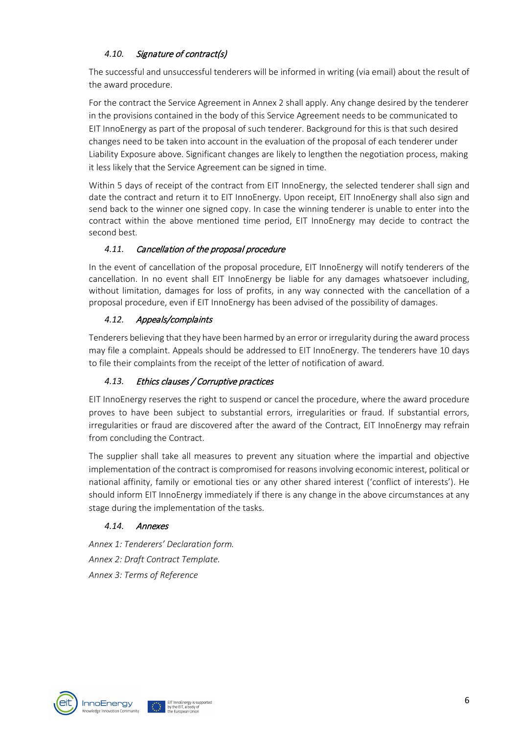### 4.10. *Signature of contract(s)*

The successful and unsuccessful tenderers will be informed in writing (via email) about the result of the award procedure.

For the contract the Service Agreement in Annex 2 shall apply. Any change desired by the tenderer in the provisions contained in the body of this Service Agreement needs to be communicated to EIT InnoEnergy as part of the proposal of such tenderer. Background for this is that such desired changes need to be taken into account in the evaluation of the proposal of each tenderer under Liability Exposure above. Significant changes are likely to lengthen the negotiation process, making it less likely that the Service Agreement can be signed in time.

Within 5 days of receipt of the contract from EIT InnoEnergy, the selected tenderer shall sign and date the contract and return it to EIT InnoEnergy. Upon receipt, EIT InnoEnergy shall also sign and send back to the winner one signed copy. In case the winning tenderer is unable to enter into the contract within the above mentioned time period, EIT InnoEnergy may decide to contract the second best.

### 4.11. *Cancellation of the proposal procedure*

In the event of cancellation of the proposal procedure, EIT InnoEnergy will notify tenderers of the cancellation. In no event shall EIT InnoEnergy be liable for any damages whatsoever including, without limitation, damages for loss of profits, in any way connected with the cancellation of a proposal procedure, even if EIT InnoEnergy has been advised of the possibility of damages.

### 4.12. *Appeals/complaints*

Tenderers believing that they have been harmed by an error or irregularity during the award process may file a complaint. Appeals should be addressed to EIT InnoEnergy. The tenderers have 10 days to file their complaints from the receipt of the letter of notification of award.

### 4.13. *Ethics clauses / Corruptive practices*

EIT InnoEnergy reserves the right to suspend or cancel the procedure, where the award procedure proves to have been subject to substantial errors, irregularities or fraud. If substantial errors, irregularities or fraud are discovered after the award of the Contract, EIT InnoEnergy may refrain from concluding the Contract.

The supplier shall take all measures to prevent any situation where the impartial and objective implementation of the contract is compromised for reasons involving economic interest, political or national affinity, family or emotional ties or any other shared interest ('conflict of interests'). He should inform EIT InnoEnergy immediately if there is any change in the above circumstances at any stage during the implementation of the tasks.

### 4.14. *Annexes*

*Annex 1: Tenderers' Declaration form.*

*Annex 2: Draft Contract Template.*

*Annex 3: Terms of Reference*